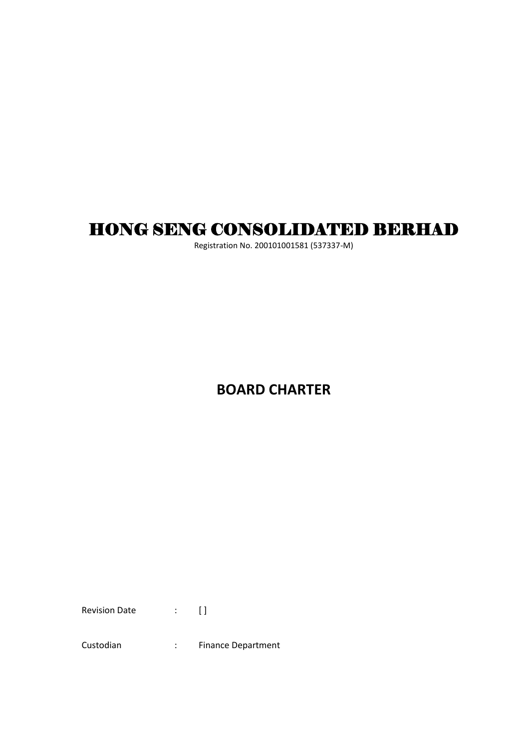# HONG SENG CONSOLIDATED BERHAD

Registration No. 200101001581 (537337-M)

## BOARD CHARTER

Revision Date : [ ]

Custodian : Finance Department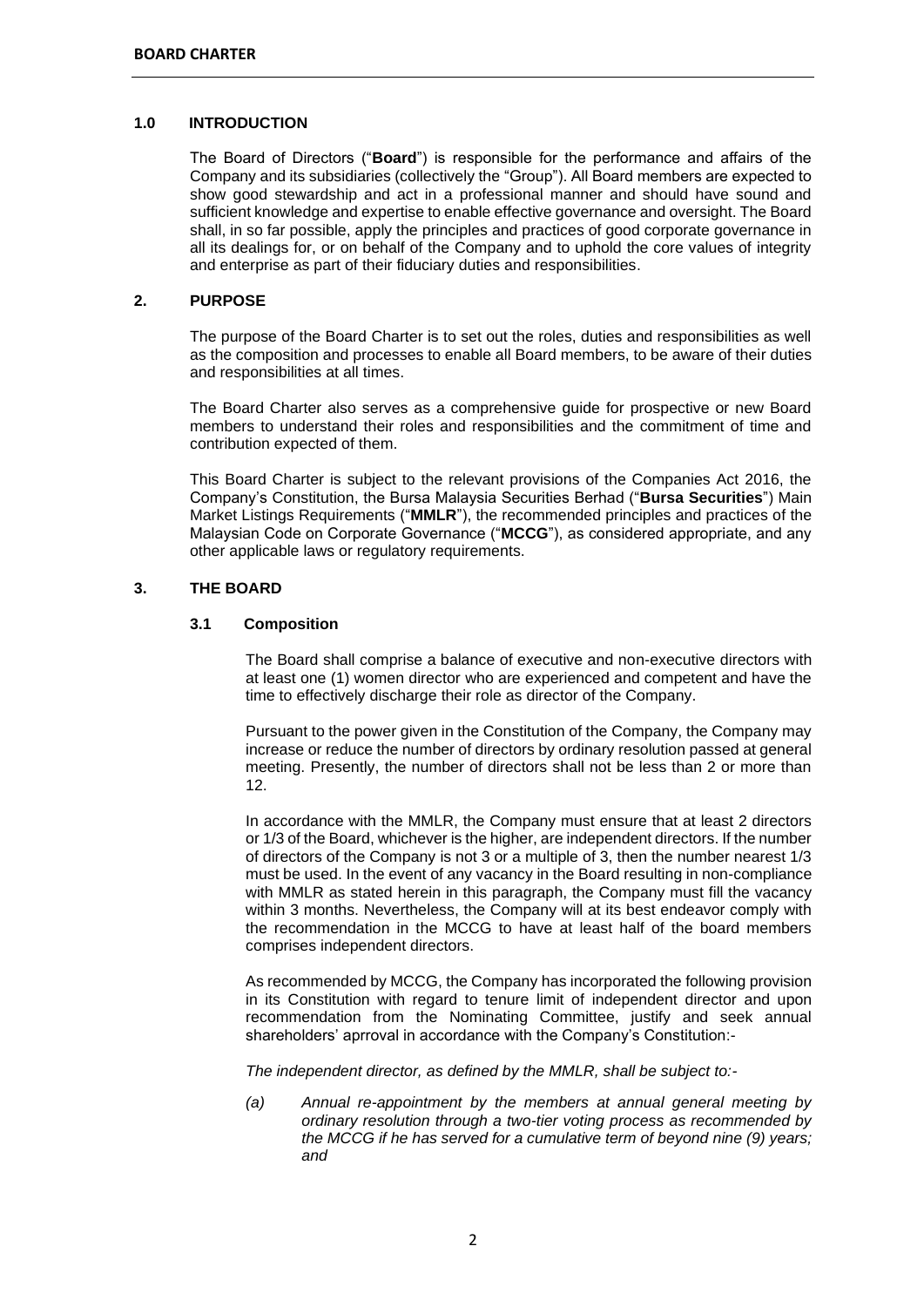## 1.0 INTRODUCTION

The Board of Directors ("**Board**") is responsible for the performance and affairs of the Company and its subsidiaries (collectively the "Group"). All Board members are expected to show good stewardship and act in a professional manner and should have sound and sufficient knowledge and expertise to enable effective governance and oversight. The Board shall, in so far possible, apply the principles and practices of good corporate governance in all its dealings for, or on behalf of the Company and to uphold the core values of integrity and enterprise as part of their fiduciary duties and responsibilities.

## 2. PURPOSE

The purpose of the Board Charter is to set out the roles, duties and responsibilities as well as the composition and processes to enable all Board members, to be aware of their duties and responsibilities at all times.

The Board Charter also serves as a comprehensive guide for prospective or new Board members to understand their roles and responsibilities and the commitment of time and contribution expected of them.

This Board Charter is subject to the relevant provisions of the Companies Act 2016, the Company's Constitution, the Bursa Malaysia Securities Berhad ("**Bursa Securities**") Main Market Listings Requirements ("**MMLR**"), the recommended principles and practices of the Malaysian Code on Corporate Governance ("**MCCG**"), as considered appropriate, and any other applicable laws or regulatory requirements.

## 3. THE BOARD

### 3.1 Composition

The Board shall comprise a balance of executive and non-executive directors with at least one (1) women director who are experienced and competent and have the time to effectively discharge their role as director of the Company.

Pursuant to the power given in the Constitution of the Company, the Company may increase or reduce the number of directors by ordinary resolution passed at general meeting. Presently, the number of directors shall not be less than 2 or more than 12.

In accordance with the MMLR, the Company must ensure that at least 2 directors or 1/3 of the Board, whichever is the higher, are independent directors. If the number of directors of the Company is not 3 or a multiple of 3, then the number nearest 1/3 must be used. In the event of any vacancy in the Board resulting in non-compliance with MMLR as stated herein in this paragraph, the Company must fill the vacancy within 3 months. Nevertheless, the Company will at its best endeavor comply with the recommendation in the MCCG to have at least half of the board members comprises independent directors.

As recommended by MCCG, the Company has incorporated the following provision in its Constitution with regard to tenure limit of independent director and upon recommendation from the Nominating Committee, justify and seek annual shareholders' aprroval in accordance with the Company's Constitution:-

*The independent director, as defined by the MMLR, shall be subject to:-*

*(a) Annual re-appointment by the members at annual general meeting by ordinary resolution through a two-tier voting process as recommended by the MCCG if he has served for a cumulative term of beyond nine (9) years; and*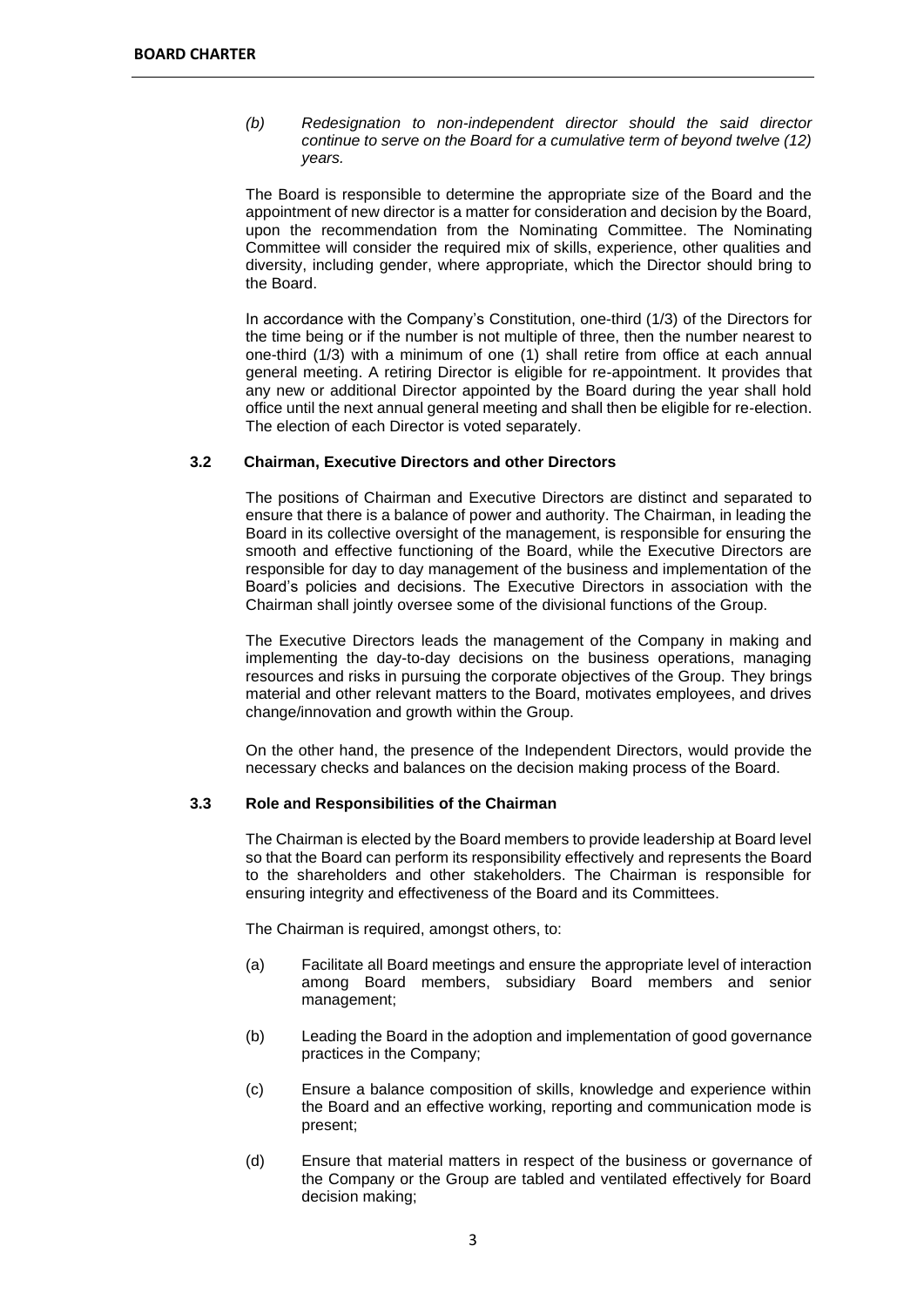*(b) Redesignation to non-independent director should the said director continue to serve on the Board for a cumulative term of beyond twelve (12) years.*

The Board is responsible to determine the appropriate size of the Board and the appointment of new director is a matter for consideration and decision by the Board, upon the recommendation from the Nominating Committee. The Nominating Committee will consider the required mix of skills, experience, other qualities and diversity, including gender, where appropriate, which the Director should bring to the Board.

In accordance with the Company's Constitution, one-third (1/3) of the Directors for the time being or if the number is not multiple of three, then the number nearest to one-third (1/3) with a minimum of one (1) shall retire from office at each annual general meeting. A retiring Director is eligible for re-appointment. It provides that any new or additional Director appointed by the Board during the year shall hold office until the next annual general meeting and shall then be eligible for re-election. The election of each Director is voted separately.

### 3.2 Chairman, Executive Directors and other Directors

The positions of Chairman and Executive Directors are distinct and separated to ensure that there is a balance of power and authority. The Chairman, in leading the Board in its collective oversight of the management, is responsible for ensuring the smooth and effective functioning of the Board, while the Executive Directors are responsible for day to day management of the business and implementation of the Board's policies and decisions. The Executive Directors in association with the Chairman shall jointly oversee some of the divisional functions of the Group.

The Executive Directors leads the management of the Company in making and implementing the day-to-day decisions on the business operations, managing resources and risks in pursuing the corporate objectives of the Group. They brings material and other relevant matters to the Board, motivates employees, and drives change/innovation and growth within the Group.

On the other hand, the presence of the Independent Directors, would provide the necessary checks and balances on the decision making process of the Board.

### 3.3 Role and Responsibilities of the Chairman

The Chairman is elected by the Board members to provide leadership at Board level so that the Board can perform its responsibility effectively and represents the Board to the shareholders and other stakeholders. The Chairman is responsible for ensuring integrity and effectiveness of the Board and its Committees.

The Chairman is required, amongst others, to:

(a) Facilitate all Board meetings and ensure the appropriate level of interaction among Board members, subsidiary Board members and senior management;

(b) Leading the Board in the adoption and implementation of good governance practices in the Company;

(c) Ensure a balance composition of skills, knowledge and experience within the Board and an effective working, reporting and communication mode is present;

(d) Ensure that material matters in respect of the business or governance of the Company or the Group are tabled and ventilated effectively for Board decision making;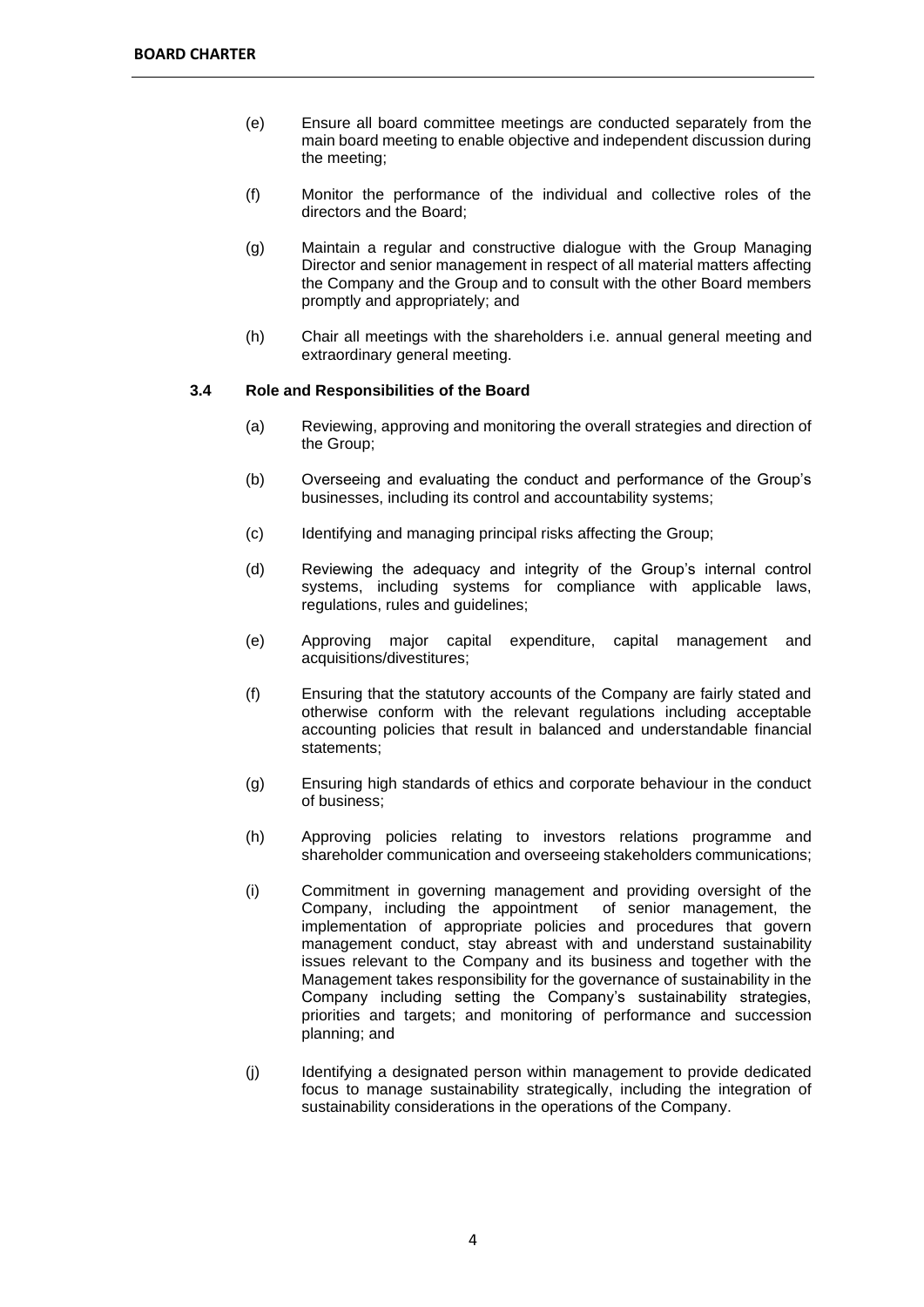(e) Ensure all board committee meetings are conducted separately from the main board meeting to enable objective and independent discussion during the meeting;

(f) Monitor the performance of the individual and collective roles of the directors and the Board;

(g) Maintain a regular and constructive dialogue with the Group Managing Director and senior management in respect of all material matters affecting the Company and the Group and to consult with the other Board members promptly and appropriately; and

(h) Chair all meetings with the shareholders i.e. annual general meeting and extraordinary general meeting.

### 3.4 Role and Responsibilities of the Board

(a) Reviewing, approving and monitoring the overall strategies and direction of the Group;

(b) Overseeing and evaluating the conduct and performance of the Group's businesses, including its control and accountability systems;

(c) Identifying and managing principal risks affecting the Group;

(d) Reviewing the adequacy and integrity of the Group's internal control systems, including systems for compliance with applicable laws, regulations, rules and guidelines;

(e) Approving major capital expenditure, capital management and acquisitions/divestitures;

(f) Ensuring that the statutory accounts of the Company are fairly stated and otherwise conform with the relevant regulations including acceptable accounting policies that result in balanced and understandable financial statements;

(g) Ensuring high standards of ethics and corporate behaviour in the conduct of business;

(h) Approving policies relating to investors relations programme and shareholder communication and overseeing stakeholders communications;

(i) Commitment in governing management and providing oversight of the Company, including the appointment of senior management, the implementation of appropriate policies and procedures that govern management conduct, stay abreast with and understand sustainability issues relevant to the Company and its business and together with the Management takes responsibility for the governance of sustainability in the Company including setting the Company's sustainability strategies, priorities and targets; and monitoring of performance and succession planning; and

(j) Identifying a designated person within management to provide dedicated focus to manage sustainability strategically, including the integration of sustainability considerations in the operations of the Company.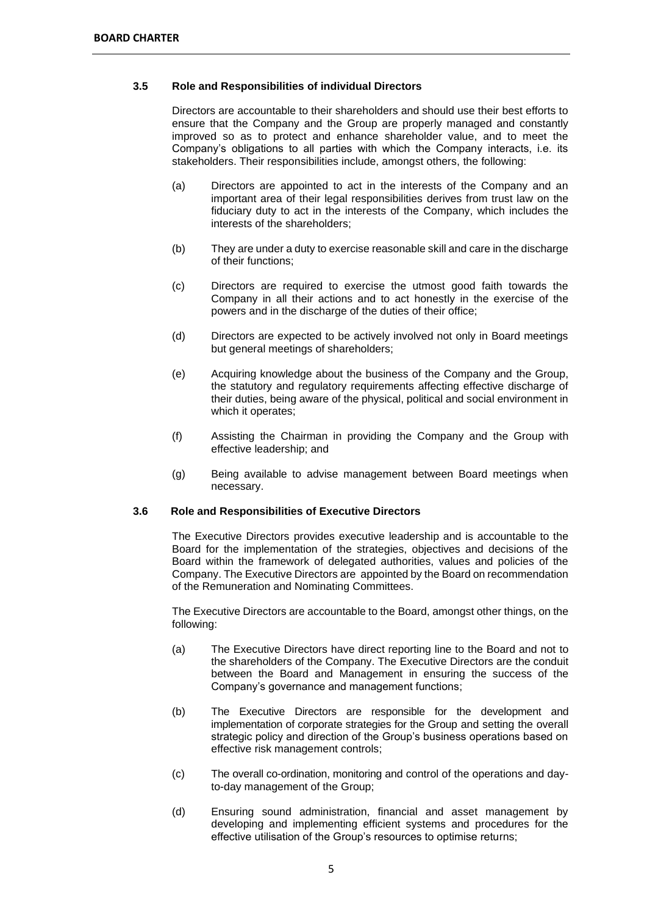### 3.5 Role and Responsibilities of individual Directors

Directors are accountable to their shareholders and should use their best efforts to ensure that the Company and the Group are properly managed and constantly improved so as to protect and enhance shareholder value, and to meet the Company's obligations to all parties with which the Company interacts, i.e. its stakeholders. Their responsibilities include, amongst others, the following:

(a) Directors are appointed to act in the interests of the Company and an important area of their legal responsibilities derives from trust law on the fiduciary duty to act in the interests of the Company, which includes the interests of the shareholders;

(b) They are under a duty to exercise reasonable skill and care in the discharge of their functions;

(c) Directors are required to exercise the utmost good faith towards the Company in all their actions and to act honestly in the exercise of the powers and in the discharge of the duties of their office;

(d) Directors are expected to be actively involved not only in Board meetings but general meetings of shareholders;

(e) Acquiring knowledge about the business of the Company and the Group, the statutory and regulatory requirements affecting effective discharge of their duties, being aware of the physical, political and social environment in which it operates;

(f) Assisting the Chairman in providing the Company and the Group with effective leadership; and

(g) Being available to advise management between Board meetings when necessary.

### 3.6 Role and Responsibilities of Executive Directors

The Executive Directors provides executive leadership and is accountable to the Board for the implementation of the strategies, objectives and decisions of the Board within the framework of delegated authorities, values and policies of the Company. The Executive Directors are appointed by the Board on recommendation of the Remuneration and Nominating Committees.

The Executive Directors are accountable to the Board, amongst other things, on the following:

(a) The Executive Directors have direct reporting line to the Board and not to the shareholders of the Company. The Executive Directors are the conduit between the Board and Management in ensuring the success of the Company's governance and management functions;

(b) The Executive Directors are responsible for the development and implementation of corporate strategies for the Group and setting the overall strategic policy and direction of the Group's business operations based on effective risk management controls;

(c) The overall co-ordination, monitoring and control of the operations and day-to-day management of the Group;

(d) Ensuring sound administration, financial and asset management by developing and implementing efficient systems and procedures for the effective utilisation of the Group's resources to optimise returns;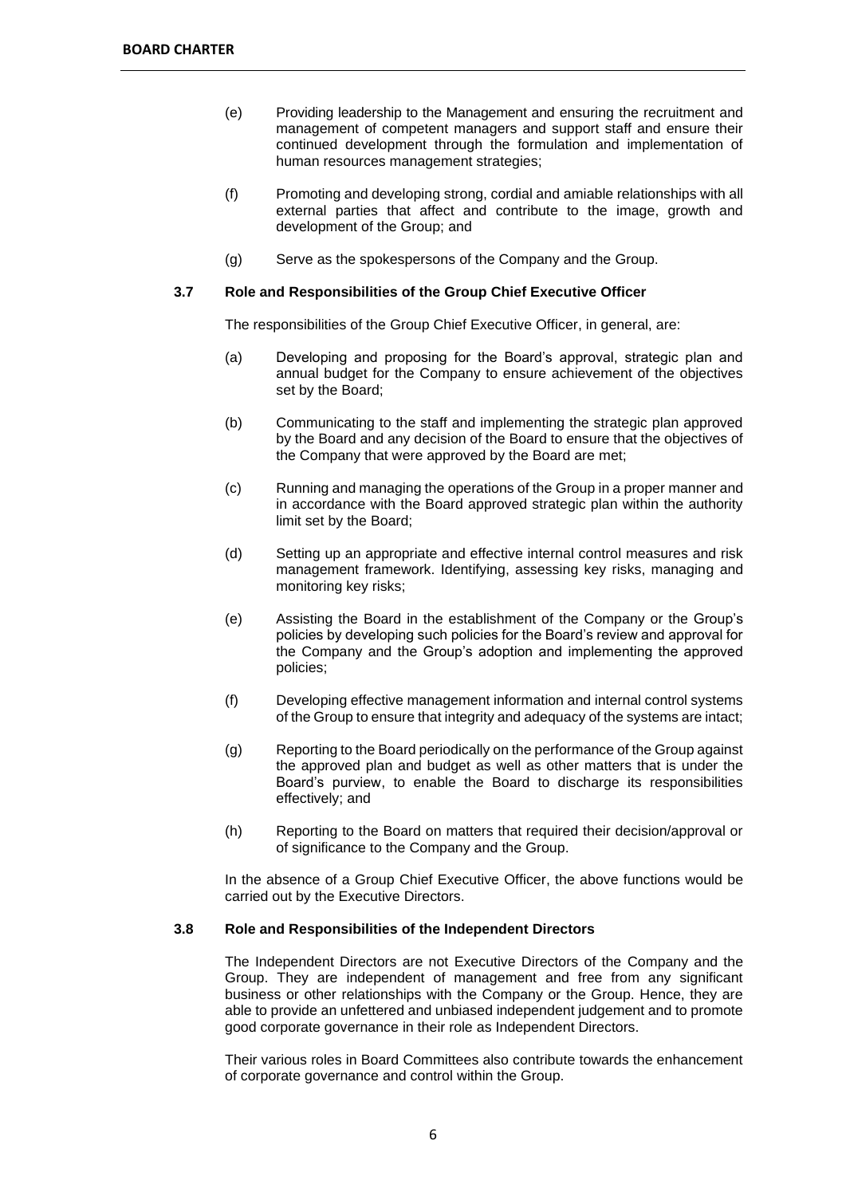(e) Providing leadership to the Management and ensuring the recruitment and management of competent managers and support staff and ensure their continued development through the formulation and implementation of human resources management strategies;

(f) Promoting and developing strong, cordial and amiable relationships with all external parties that affect and contribute to the image, growth and development of the Group; and

(g) Serve as the spokespersons of the Company and the Group.

### 3.7 Role and Responsibilities of the Group Chief Executive Officer

The responsibilities of the Group Chief Executive Officer, in general, are:

(a) Developing and proposing for the Board's approval, strategic plan and annual budget for the Company to ensure achievement of the objectives set by the Board;

(b) Communicating to the staff and implementing the strategic plan approved by the Board and any decision of the Board to ensure that the objectives of the Company that were approved by the Board are met;

(c) Running and managing the operations of the Group in a proper manner and in accordance with the Board approved strategic plan within the authority limit set by the Board;

(d) Setting up an appropriate and effective internal control measures and risk management framework. Identifying, assessing key risks, managing and monitoring key risks;

(e) Assisting the Board in the establishment of the Company or the Group's policies by developing such policies for the Board's review and approval for the Company and the Group's adoption and implementing the approved policies;

(f) Developing effective management information and internal control systems of the Group to ensure that integrity and adequacy of the systems are intact;

(g) Reporting to the Board periodically on the performance of the Group against the approved plan and budget as well as other matters that is under the Board's purview, to enable the Board to discharge its responsibilities effectively; and

(h) Reporting to the Board on matters that required their decision/approval or of significance to the Company and the Group.

In the absence of a Group Chief Executive Officer, the above functions would be carried out by the Executive Directors.

### 3.8 Role and Responsibilities of the Independent Directors

The Independent Directors are not Executive Directors of the Company and the Group. They are independent of management and free from any significant business or other relationships with the Company or the Group. Hence, they are able to provide an unfettered and unbiased independent judgement and to promote good corporate governance in their role as Independent Directors.

Their various roles in Board Committees also contribute towards the enhancement of corporate governance and control within the Group.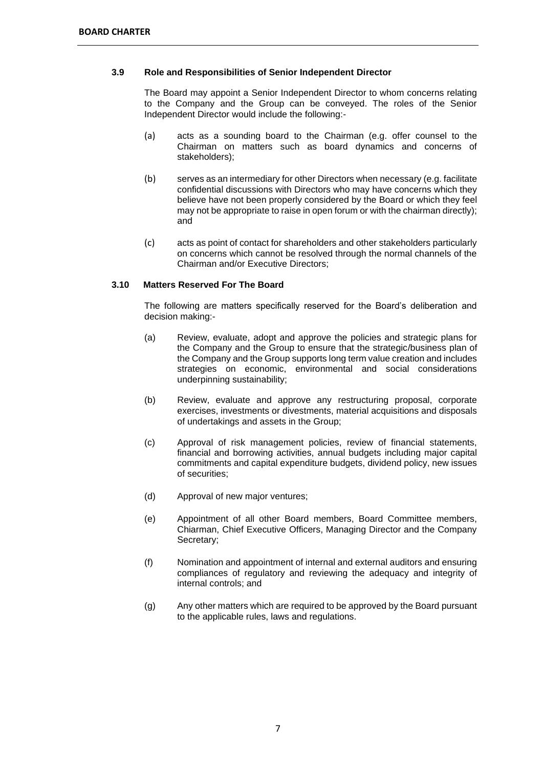### 3.9 Role and Responsibilities of Senior Independent Director

The Board may appoint a Senior Independent Director to whom concerns relating to the Company and the Group can be conveyed. The roles of the Senior Independent Director would include the following:-

(a) acts as a sounding board to the Chairman (e.g. offer counsel to the Chairman on matters such as board dynamics and concerns of stakeholders);

(b) serves as an intermediary for other Directors when necessary (e.g. facilitate confidential discussions with Directors who may have concerns which they believe have not been properly considered by the Board or which they feel may not be appropriate to raise in open forum or with the chairman directly); and

(c) acts as point of contact for shareholders and other stakeholders particularly on concerns which cannot be resolved through the normal channels of the Chairman and/or Executive Directors;

### 3.10 Matters Reserved For The Board

The following are matters specifically reserved for the Board's deliberation and decision making:-

(a) Review, evaluate, adopt and approve the policies and strategic plans for the Company and the Group to ensure that the strategic/business plan of the Company and the Group supports long term value creation and includes strategies on economic, environmental and social considerations underpinning sustainability;

(b) Review, evaluate and approve any restructuring proposal, corporate exercises, investments or divestments, material acquisitions and disposals of undertakings and assets in the Group;

(c) Approval of risk management policies, review of financial statements, financial and borrowing activities, annual budgets including major capital commitments and capital expenditure budgets, dividend policy, new issues of securities;

(d) Approval of new major ventures;

(e) Appointment of all other Board members, Board Committee members, Chiarman, Chief Executive Officers, Managing Director and the Company Secretary;

(f) Nomination and appointment of internal and external auditors and ensuring compliances of regulatory and reviewing the adequacy and integrity of internal controls; and

(g) Any other matters which are required to be approved by the Board pursuant to the applicable rules, laws and regulations.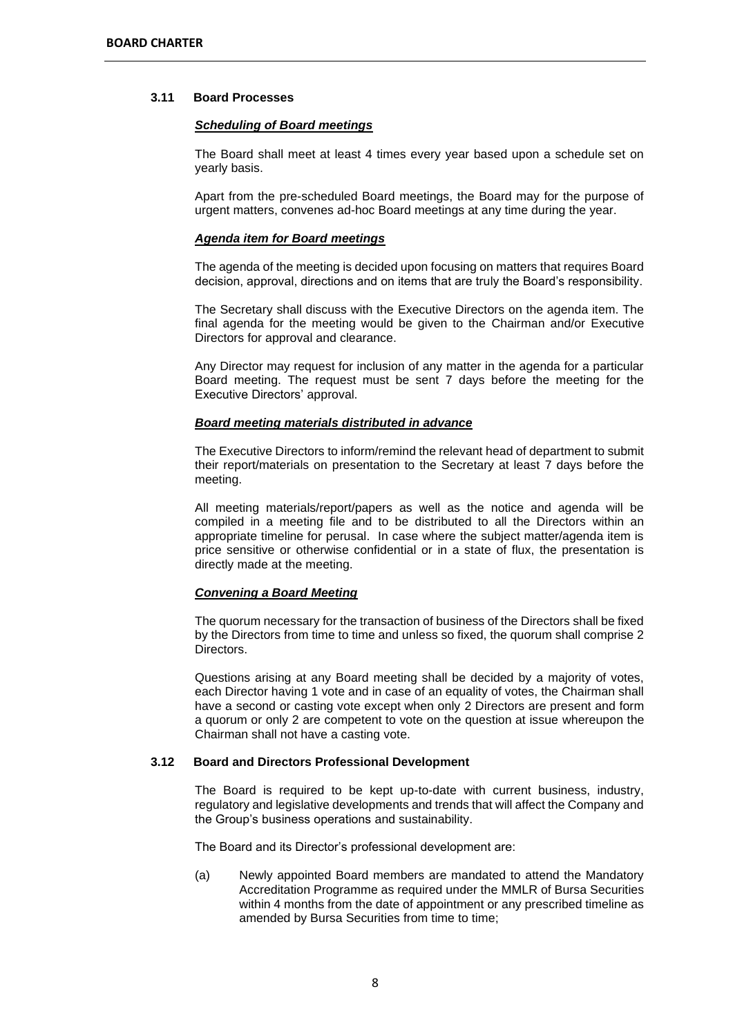### 3.11 Board Processes

***Scheduling of Board meetings***

The Board shall meet at least 4 times every year based upon a schedule set on yearly basis.

Apart from the pre-scheduled Board meetings, the Board may for the purpose of urgent matters, convenes ad-hoc Board meetings at any time during the year.

***Agenda item for Board meetings***

The agenda of the meeting is decided upon focusing on matters that requires Board decision, approval, directions and on items that are truly the Board's responsibility.

The Secretary shall discuss with the Executive Directors on the agenda item. The final agenda for the meeting would be given to the Chairman and/or Executive Directors for approval and clearance.

Any Director may request for inclusion of any matter in the agenda for a particular Board meeting. The request must be sent 7 days before the meeting for the Executive Directors' approval.

***Board meeting materials distributed in advance***

The Executive Directors to inform/remind the relevant head of department to submit their report/materials on presentation to the Secretary at least 7 days before the meeting.

All meeting materials/report/papers as well as the notice and agenda will be compiled in a meeting file and to be distributed to all the Directors within an appropriate timeline for perusal. In case where the subject matter/agenda item is price sensitive or otherwise confidential or in a state of flux, the presentation is directly made at the meeting.

***Convening a Board Meeting***

The quorum necessary for the transaction of business of the Directors shall be fixed by the Directors from time to time and unless so fixed, the quorum shall comprise 2 Directors.

Questions arising at any Board meeting shall be decided by a majority of votes, each Director having 1 vote and in case of an equality of votes, the Chairman shall have a second or casting vote except when only 2 Directors are present and form a quorum or only 2 are competent to vote on the question at issue whereupon the Chairman shall not have a casting vote.

### 3.12 Board and Directors Professional Development

The Board is required to be kept up-to-date with current business, industry, regulatory and legislative developments and trends that will affect the Company and the Group's business operations and sustainability.

The Board and its Director's professional development are:

(a) Newly appointed Board members are mandated to attend the Mandatory Accreditation Programme as required under the MMLR of Bursa Securities within 4 months from the date of appointment or any prescribed timeline as amended by Bursa Securities from time to time;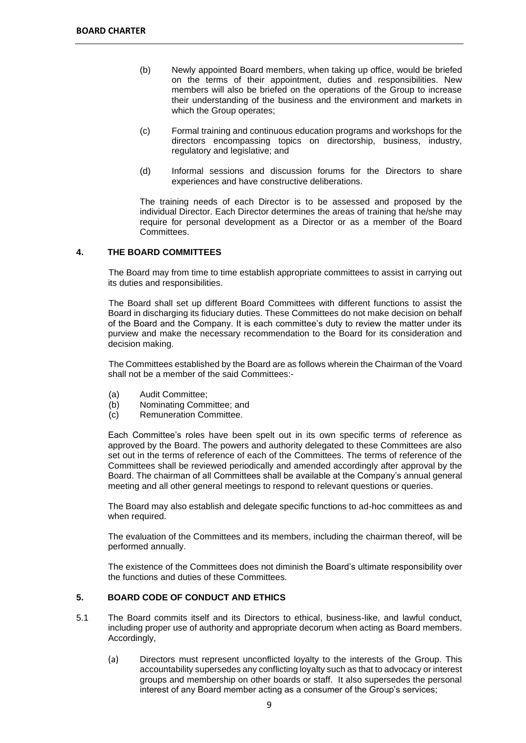(b) Newly appointed Board members, when taking up office, would be briefed on the terms of their appointment, duties and responsibilities. New members will also be briefed on the operations of the Group to increase their understanding of the business and the environment and markets in which the Group operates;

(c) Formal training and continuous education programs and workshops for the directors encompassing topics on directorship, business, industry, regulatory and legislative; and

(d) Informal sessions and discussion forums for the Directors to share experiences and have constructive deliberations.

The training needs of each Director is to be assessed and proposed by the individual Director. Each Director determines the areas of training that he/she may require for personal development as a Director or as a member of the Board Committees.

## 4. THE BOARD COMMITTEES

The Board may from time to time establish appropriate committees to assist in carrying out its duties and responsibilities.

The Board shall set up different Board Committees with different functions to assist the Board in discharging its fiduciary duties. These Committees do not make decision on behalf of the Board and the Company. It is each committee's duty to review the matter under its purview and make the necessary recommendation to the Board for its consideration and decision making.

The Committees established by the Board are as follows wherein the Chairman of the Voard shall not be a member of the said Committees:-

(a) Audit Committee;
(b) Nominating Committee; and
(c) Remuneration Committee.

Each Committee's roles have been spelt out in its own specific terms of reference as approved by the Board. The powers and authority delegated to these Committees are also set out in the terms of reference of each of the Committees. The terms of reference of the Committees shall be reviewed periodically and amended accordingly after approval by the Board. The chairman of all Committees shall be available at the Company's annual general meeting and all other general meetings to respond to relevant questions or queries.

The Board may also establish and delegate specific functions to ad-hoc committees as and when required.

The evaluation of the Committees and its members, including the chairman thereof, will be performed annually.

The existence of the Committees does not diminish the Board's ultimate responsibility over the functions and duties of these Committees.

## 5. BOARD CODE OF CONDUCT AND ETHICS

5.1 The Board commits itself and its Directors to ethical, business-like, and lawful conduct, including proper use of authority and appropriate decorum when acting as Board members. Accordingly,

(a) Directors must represent unconflicted loyalty to the interests of the Group. This accountability supersedes any conflicting loyalty such as that to advocacy or interest groups and membership on other boards or staff. It also supersedes the personal interest of any Board member acting as a consumer of the Group's services;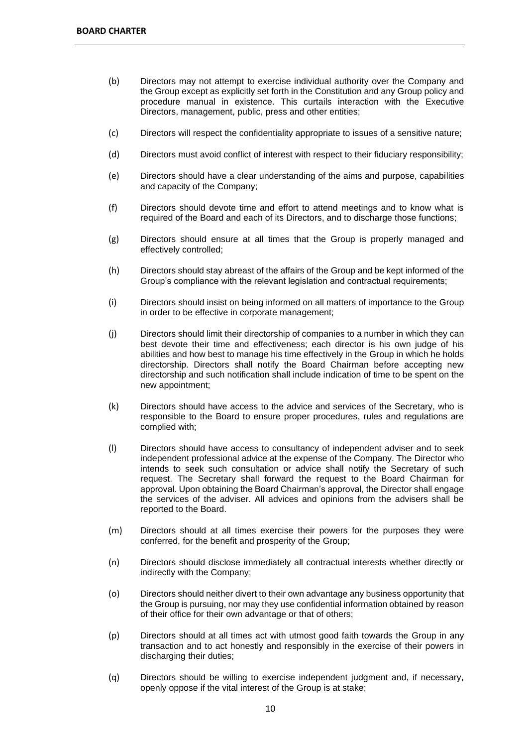(b) Directors may not attempt to exercise individual authority over the Company and the Group except as explicitly set forth in the Constitution and any Group policy and procedure manual in existence. This curtails interaction with the Executive Directors, management, public, press and other entities;

(c) Directors will respect the confidentiality appropriate to issues of a sensitive nature;

(d) Directors must avoid conflict of interest with respect to their fiduciary responsibility;

(e) Directors should have a clear understanding of the aims and purpose, capabilities and capacity of the Company;

(f) Directors should devote time and effort to attend meetings and to know what is required of the Board and each of its Directors, and to discharge those functions;

(g) Directors should ensure at all times that the Group is properly managed and effectively controlled;

(h) Directors should stay abreast of the affairs of the Group and be kept informed of the Group's compliance with the relevant legislation and contractual requirements;

(i) Directors should insist on being informed on all matters of importance to the Group in order to be effective in corporate management;

(j) Directors should limit their directorship of companies to a number in which they can best devote their time and effectiveness; each director is his own judge of his abilities and how best to manage his time effectively in the Group in which he holds directorship. Directors shall notify the Board Chairman before accepting new directorship and such notification shall include indication of time to be spent on the new appointment;

(k) Directors should have access to the advice and services of the Secretary, who is responsible to the Board to ensure proper procedures, rules and regulations are complied with;

(l) Directors should have access to consultancy of independent adviser and to seek independent professional advice at the expense of the Company. The Director who intends to seek such consultation or advice shall notify the Secretary of such request. The Secretary shall forward the request to the Board Chairman for approval. Upon obtaining the Board Chairman's approval, the Director shall engage the services of the adviser. All advices and opinions from the advisers shall be reported to the Board.

(m) Directors should at all times exercise their powers for the purposes they were conferred, for the benefit and prosperity of the Group;

(n) Directors should disclose immediately all contractual interests whether directly or indirectly with the Company;

(o) Directors should neither divert to their own advantage any business opportunity that the Group is pursuing, nor may they use confidential information obtained by reason of their office for their own advantage or that of others;

(p) Directors should at all times act with utmost good faith towards the Group in any transaction and to act honestly and responsibly in the exercise of their powers in discharging their duties;

(q) Directors should be willing to exercise independent judgment and, if necessary, openly oppose if the vital interest of the Group is at stake;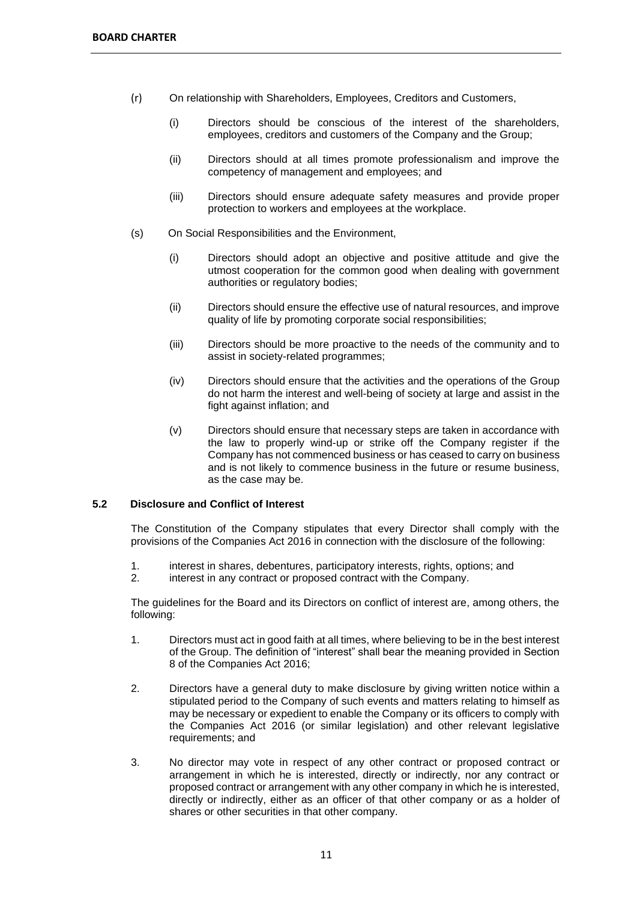(r) On relationship with Shareholders, Employees, Creditors and Customers,

   (i) Directors should be conscious of the interest of the shareholders, employees, creditors and customers of the Company and the Group;

   (ii) Directors should at all times promote professionalism and improve the competency of management and employees; and

   (iii) Directors should ensure adequate safety measures and provide proper protection to workers and employees at the workplace.

(s) On Social Responsibilities and the Environment,

   (i) Directors should adopt an objective and positive attitude and give the utmost cooperation for the common good when dealing with government authorities or regulatory bodies;

   (ii) Directors should ensure the effective use of natural resources, and improve quality of life by promoting corporate social responsibilities;

   (iii) Directors should be more proactive to the needs of the community and to assist in society-related programmes;

   (iv) Directors should ensure that the activities and the operations of the Group do not harm the interest and well-being of society at large and assist in the fight against inflation; and

   (v) Directors should ensure that necessary steps are taken in accordance with the law to properly wind-up or strike off the Company register if the Company has not commenced business or has ceased to carry on business and is not likely to commence business in the future or resume business, as the case may be.

### 5.2 Disclosure and Conflict of Interest

The Constitution of the Company stipulates that every Director shall comply with the provisions of the Companies Act 2016 in connection with the disclosure of the following:

1. interest in shares, debentures, participatory interests, rights, options; and
2. interest in any contract or proposed contract with the Company.

The guidelines for the Board and its Directors on conflict of interest are, among others, the following:

1. Directors must act in good faith at all times, where believing to be in the best interest of the Group. The definition of "interest" shall bear the meaning provided in Section 8 of the Companies Act 2016;

2. Directors have a general duty to make disclosure by giving written notice within a stipulated period to the Company of such events and matters relating to himself as may be necessary or expedient to enable the Company or its officers to comply with the Companies Act 2016 (or similar legislation) and other relevant legislative requirements; and

3. No director may vote in respect of any other contract or proposed contract or arrangement in which he is interested, directly or indirectly, nor any contract or proposed contract or arrangement with any other company in which he is interested, directly or indirectly, either as an officer of that other company or as a holder of shares or other securities in that other company.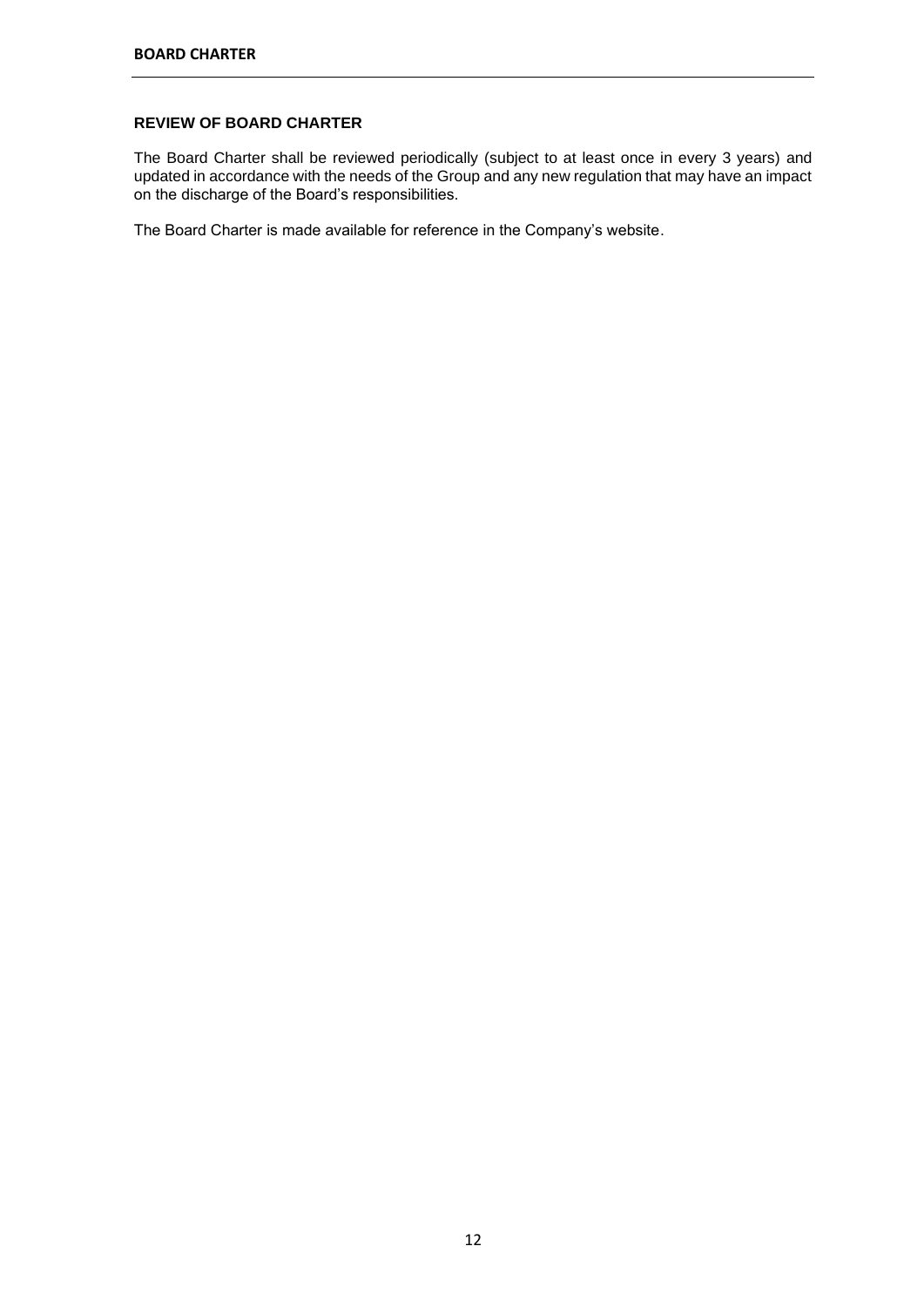## REVIEW OF BOARD CHARTER

The Board Charter shall be reviewed periodically (subject to at least once in every 3 years) and updated in accordance with the needs of the Group and any new regulation that may have an impact on the discharge of the Board's responsibilities.

The Board Charter is made available for reference in the Company's website.